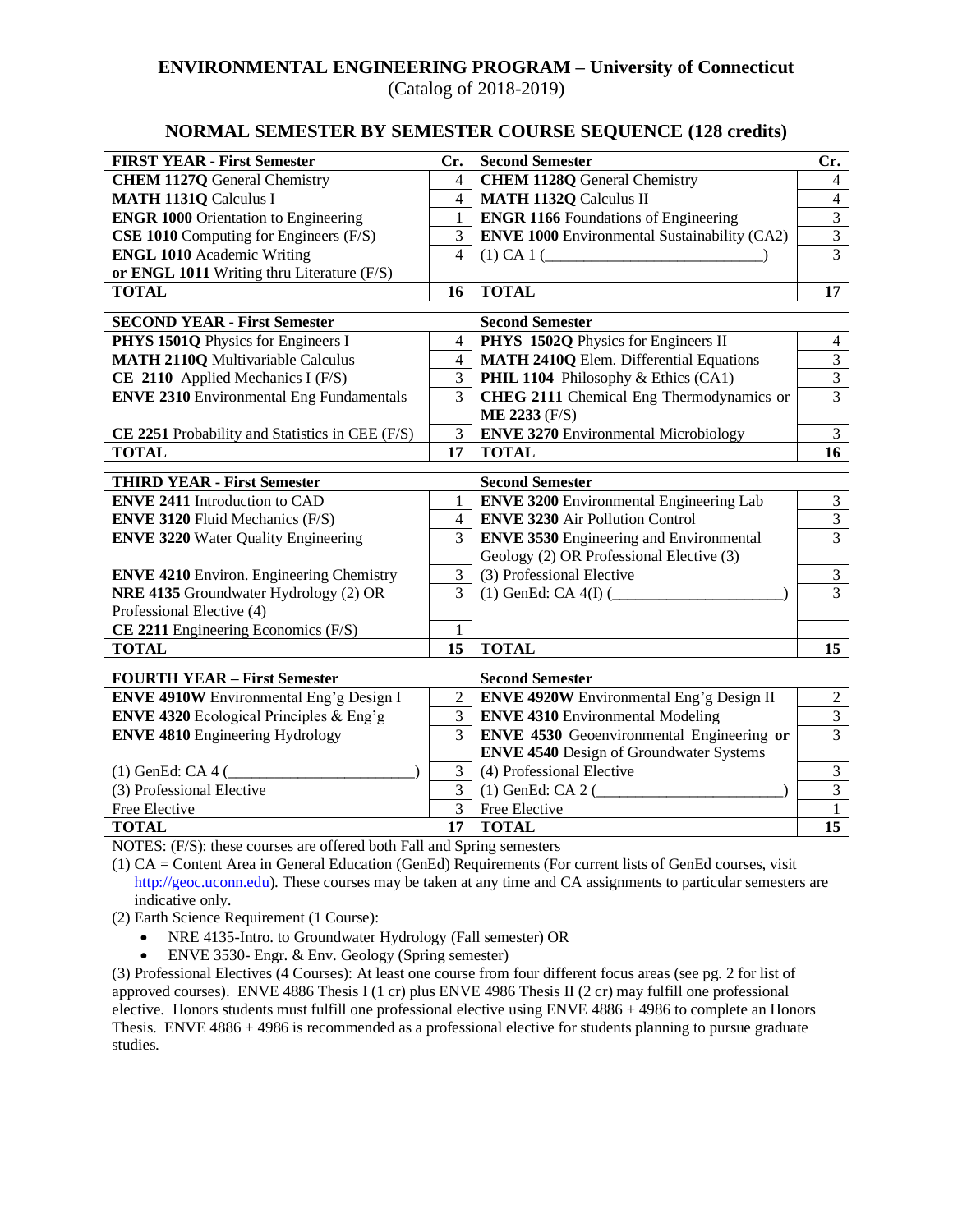# ENVIRONMENTAL ENGINEERING PROGRAM – University of Connecticut

(Catalog of 2018-2019)

## NORMAL SEMESTER BY SEMESTER COURSE SEQUENCE (128 credits)

| **FIRST YEAR - First Semester** | **Cr.** | **Second Semester** | **Cr.** |
|---|---|---|---|
| **CHEM 1127Q** General Chemistry | 4 | **CHEM 1128Q** General Chemistry | 4 |
| **MATH 1131Q** Calculus I | 4 | **MATH 1132Q** Calculus II | 4 |
| **ENGR 1000** Orientation to Engineering | 1 | **ENGR 1166** Foundations of Engineering | 3 |
| **CSE 1010** Computing for Engineers (F/S) | 3 | **ENVE 1000** Environmental Sustainability (CA2) | 3 |
| **ENGL 1010** Academic Writing or **ENGL 1011** Writing thru Literature (F/S) | 4 | (1) CA 1 (__________________________) | 3 |
| **TOTAL** | **16** | **TOTAL** | **17** |

| **SECOND YEAR - First Semester** | | **Second Semester** | |
|---|---|---|---|
| **PHYS 1501Q** Physics for Engineers I | 4 | **PHYS 1502Q** Physics for Engineers II | 4 |
| **MATH 2110Q** Multivariable Calculus | 4 | **MATH 2410Q** Elem. Differential Equations | 3 |
| **CE 2110** Applied Mechanics I (F/S) | 3 | **PHIL 1104** Philosophy & Ethics (CA1) | 3 |
| **ENVE 2310** Environmental Eng Fundamentals | 3 | **CHEG 2111** Chemical Eng Thermodynamics or **ME 2233** (F/S) | 3 |
| **CE 2251** Probability and Statistics in CEE (F/S) | 3 | **ENVE 3270** Environmental Microbiology | 3 |
| **TOTAL** | **17** | **TOTAL** | **16** |

| **THIRD YEAR - First Semester** | | **Second Semester** | |
|---|---|---|---|
| **ENVE 2411** Introduction to CAD | 1 | **ENVE 3200** Environmental Engineering Lab | 3 |
| **ENVE 3120** Fluid Mechanics (F/S) | 4 | **ENVE 3230** Air Pollution Control | 3 |
| **ENVE 3220** Water Quality Engineering | 3 | **ENVE 3530** Engineering and Environmental Geology (2) OR Professional Elective (3) | 3 |
| **ENVE 4210** Environ. Engineering Chemistry | 3 | (3) Professional Elective | 3 |
| **NRE 4135** Groundwater Hydrology (2) OR Professional Elective (4) | 3 | (1) GenEd: CA 4(I) (______________________) | 3 |
| **CE 2211** Engineering Economics (F/S) | 1 | | |
| **TOTAL** | **15** | **TOTAL** | **15** |

| **FOURTH YEAR – First Semester** | | **Second Semester** | |
|---|---|---|---|
| **ENVE 4910W** Environmental Eng'g Design I | 2 | **ENVE 4920W** Environmental Eng'g Design II | 2 |
| **ENVE 4320** Ecological Principles & Eng'g | 3 | **ENVE 4310** Environmental Modeling | 3 |
| **ENVE 4810** Engineering Hydrology | 3 | **ENVE 4530** Geoenvironmental Engineering **or** **ENVE 4540** Design of Groundwater Systems | 3 |
| (1) GenEd: CA 4 (_______________________) | 3 | (4) Professional Elective | 3 |
| (3) Professional Elective | 3 | (1) GenEd: CA 2 (_______________________) | 3 |
| Free Elective | 3 | Free Elective | 1 |
| **TOTAL** | **17** | **TOTAL** | **15** |

NOTES: (F/S): these courses are offered both Fall and Spring semesters

(1) CA = Content Area in General Education (GenEd) Requirements (For current lists of GenEd courses, visit http://geoc.uconn.edu). These courses may be taken at any time and CA assignments to particular semesters are indicative only.

(2) Earth Science Requirement (1 Course):

- NRE 4135-Intro. to Groundwater Hydrology (Fall semester) OR
- ENVE 3530- Engr. & Env. Geology (Spring semester)

(3) Professional Electives (4 Courses): At least one course from four different focus areas (see pg. 2 for list of approved courses). ENVE 4886 Thesis I (1 cr) plus ENVE 4986 Thesis II (2 cr) may fulfill one professional elective. Honors students must fulfill one professional elective using ENVE 4886 + 4986 to complete an Honors Thesis. ENVE 4886 + 4986 is recommended as a professional elective for students planning to pursue graduate studies.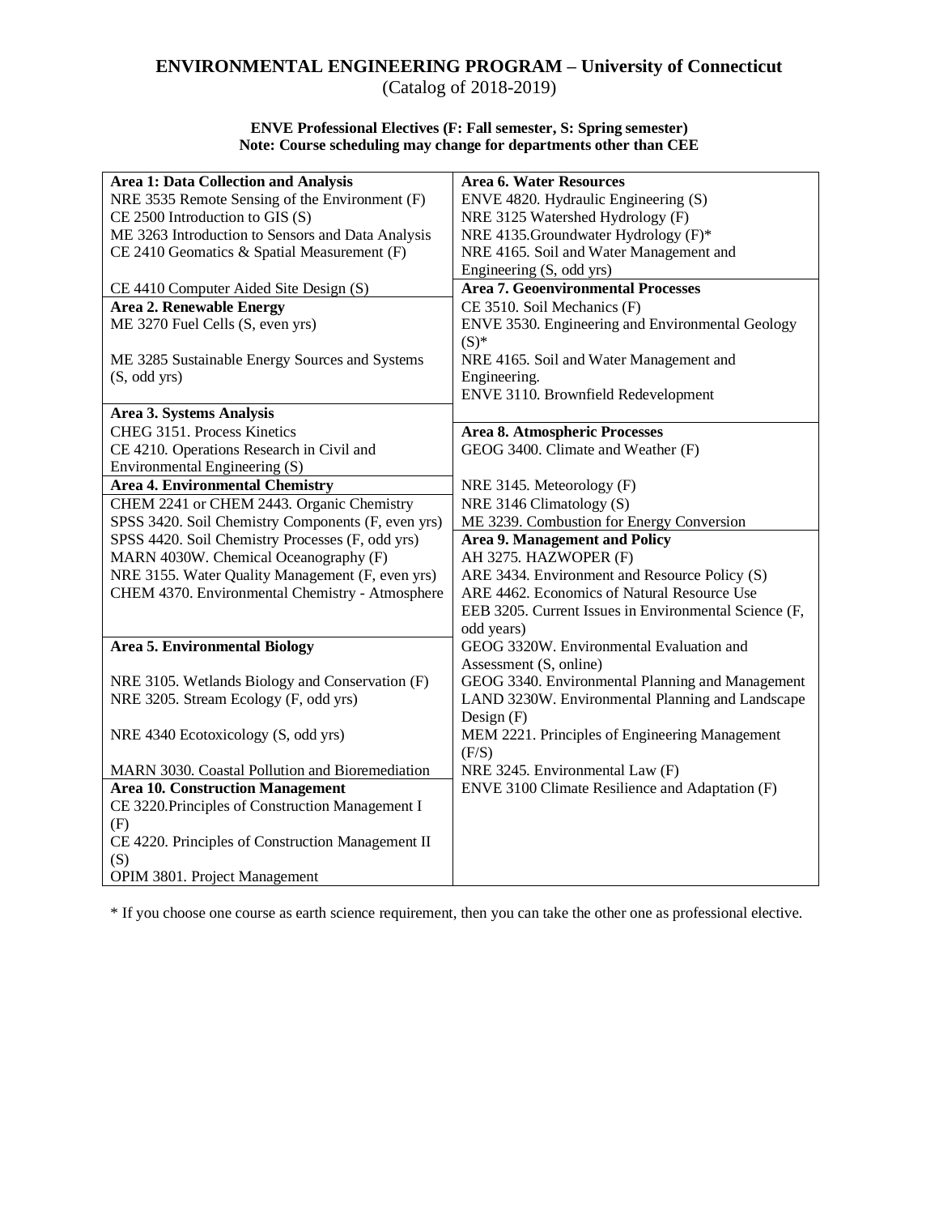# ENVIRONMENTAL ENGINEERING PROGRAM – University of Connecticut

(Catalog of 2018-2019)

**ENVE Professional Electives (F: Fall semester, S: Spring semester)**
**Note: Course scheduling may change for departments other than CEE**

| | |
|---|---|
| **Area 1: Data Collection and Analysis**<br>NRE 3535 Remote Sensing of the Environment (F)<br>CE 2500 Introduction to GIS (S)<br>ME 3263 Introduction to Sensors and Data Analysis<br>CE 2410 Geomatics & Spatial Measurement (F)<br>CE 4410 Computer Aided Site Design (S) | **Area 6. Water Resources**<br>ENVE 4820. Hydraulic Engineering (S)<br>NRE 3125 Watershed Hydrology (F)<br>NRE 4135.Groundwater Hydrology (F)*<br>NRE 4165. Soil and Water Management and Engineering (S, odd yrs) |
| **Area 2. Renewable Energy**<br>ME 3270 Fuel Cells (S, even yrs)<br>ME 3285 Sustainable Energy Sources and Systems (S, odd yrs) | **Area 7. Geoenvironmental Processes**<br>CE 3510. Soil Mechanics (F)<br>ENVE 3530. Engineering and Environmental Geology (S)*<br>NRE 4165. Soil and Water Management and Engineering.<br>ENVE 3110. Brownfield Redevelopment |
| **Area 3. Systems Analysis**<br>CHEG 3151. Process Kinetics<br>CE 4210. Operations Research in Civil and Environmental Engineering (S) | **Area 8. Atmospheric Processes**<br>GEOG 3400. Climate and Weather (F)<br>NRE 3145. Meteorology (F)<br>NRE 3146 Climatology (S)<br>ME 3239. Combustion for Energy Conversion |
| **Area 4. Environmental Chemistry**<br>CHEM 2241 or CHEM 2443. Organic Chemistry<br>SPSS 3420. Soil Chemistry Components (F, even yrs)<br>SPSS 4420. Soil Chemistry Processes (F, odd yrs)<br>MARN 4030W. Chemical Oceanography (F)<br>NRE 3155. Water Quality Management (F, even yrs)<br>CHEM 4370. Environmental Chemistry - Atmosphere | **Area 9. Management and Policy**<br>AH 3275. HAZWOPER (F)<br>ARE 3434. Environment and Resource Policy (S)<br>ARE 4462. Economics of Natural Resource Use<br>EEB 3205. Current Issues in Environmental Science (F, odd years)<br>GEOG 3320W. Environmental Evaluation and Assessment (S, online)<br>GEOG 3340. Environmental Planning and Management<br>LAND 3230W. Environmental Planning and Landscape Design (F)<br>MEM 2221. Principles of Engineering Management (F/S)<br>NRE 3245. Environmental Law (F)<br>ENVE 3100 Climate Resilience and Adaptation (F) |
| **Area 5. Environmental Biology**<br>NRE 3105. Wetlands Biology and Conservation (F)<br>NRE 3205. Stream Ecology (F, odd yrs)<br>NRE 4340 Ecotoxicology (S, odd yrs)<br>MARN 3030. Coastal Pollution and Bioremediation | |
| **Area 10. Construction Management**<br>CE 3220.Principles of Construction Management I (F)<br>CE 4220. Principles of Construction Management II (S)<br>OPIM 3801. Project Management | |

* If you choose one course as earth science requirement, then you can take the other one as professional elective.